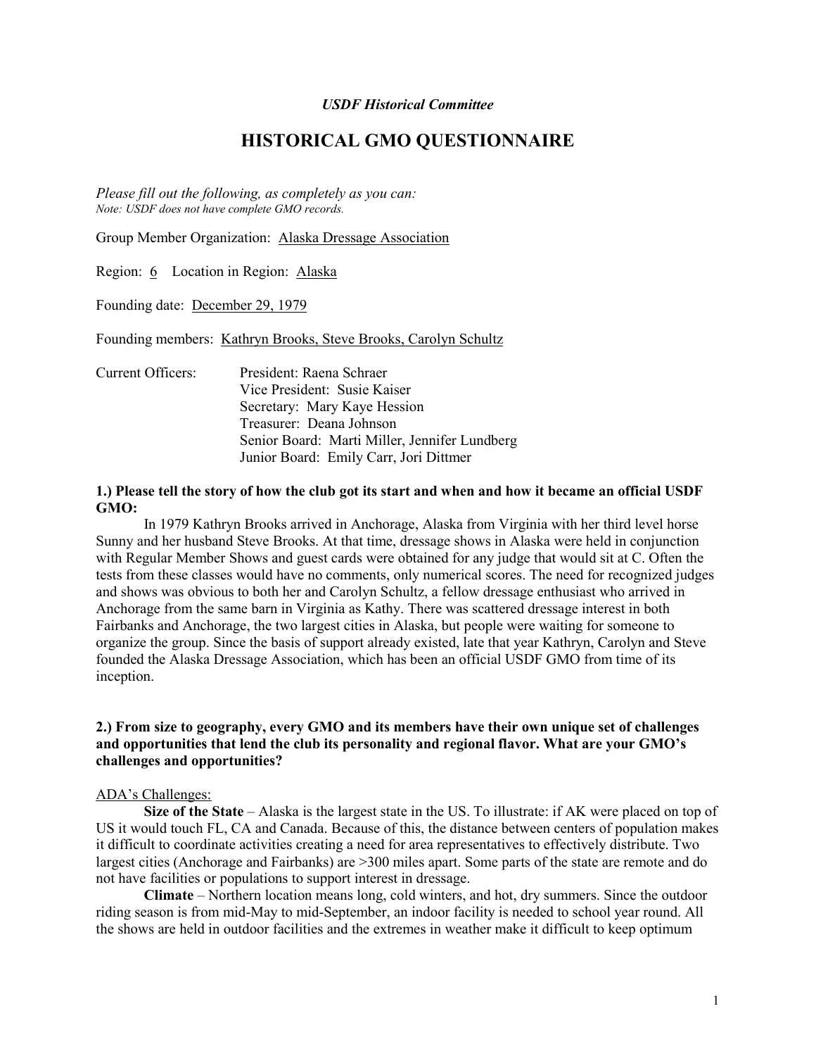*USDF Historical Committee*

# HISTORICAL GMO QUESTIONNAIRE

*Please fill out the following, as completely as you can:*
*Note: USDF does not have complete GMO records.*

Group Member Organization: Alaska Dressage Association

Region: 6 Location in Region: Alaska

Founding date: December 29, 1979

Founding members: Kathryn Brooks, Steve Brooks, Carolyn Schultz

Current Officers:
President: Raena Schraer
Vice President: Susie Kaiser
Secretary: Mary Kaye Hession
Treasurer: Deana Johnson
Senior Board: Marti Miller, Jennifer Lundberg
Junior Board: Emily Carr, Jori Dittmer

**1.) Please tell the story of how the club got its start and when and how it became an official USDF GMO:**

In 1979 Kathryn Brooks arrived in Anchorage, Alaska from Virginia with her third level horse Sunny and her husband Steve Brooks. At that time, dressage shows in Alaska were held in conjunction with Regular Member Shows and guest cards were obtained for any judge that would sit at C. Often the tests from these classes would have no comments, only numerical scores. The need for recognized judges and shows was obvious to both her and Carolyn Schultz, a fellow dressage enthusiast who arrived in Anchorage from the same barn in Virginia as Kathy. There was scattered dressage interest in both Fairbanks and Anchorage, the two largest cities in Alaska, but people were waiting for someone to organize the group. Since the basis of support already existed, late that year Kathryn, Carolyn and Steve founded the Alaska Dressage Association, which has been an official USDF GMO from time of its inception.

**2.) From size to geography, every GMO and its members have their own unique set of challenges and opportunities that lend the club its personality and regional flavor. What are your GMO's challenges and opportunities?**

ADA's Challenges:

**Size of the State** – Alaska is the largest state in the US. To illustrate: if AK were placed on top of US it would touch FL, CA and Canada. Because of this, the distance between centers of population makes it difficult to coordinate activities creating a need for area representatives to effectively distribute. Two largest cities (Anchorage and Fairbanks) are >300 miles apart. Some parts of the state are remote and do not have facilities or populations to support interest in dressage.

**Climate** – Northern location means long, cold winters, and hot, dry summers. Since the outdoor riding season is from mid-May to mid-September, an indoor facility is needed to school year round. All the shows are held in outdoor facilities and the extremes in weather make it difficult to keep optimum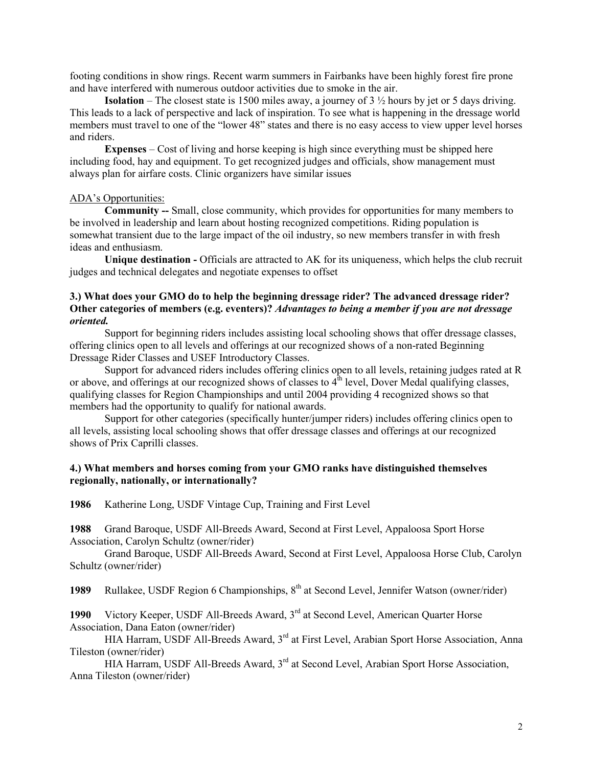footing conditions in show rings. Recent warm summers in Fairbanks have been highly forest fire prone and have interfered with numerous outdoor activities due to smoke in the air.

**Isolation** – The closest state is 1500 miles away, a journey of 3 ½ hours by jet or 5 days driving. This leads to a lack of perspective and lack of inspiration. To see what is happening in the dressage world members must travel to one of the "lower 48" states and there is no easy access to view upper level horses and riders.

**Expenses** – Cost of living and horse keeping is high since everything must be shipped here including food, hay and equipment. To get recognized judges and officials, show management must always plan for airfare costs. Clinic organizers have similar issues

ADA's Opportunities:

**Community --** Small, close community, which provides for opportunities for many members to be involved in leadership and learn about hosting recognized competitions. Riding population is somewhat transient due to the large impact of the oil industry, so new members transfer in with fresh ideas and enthusiasm.

**Unique destination -** Officials are attracted to AK for its uniqueness, which helps the club recruit judges and technical delegates and negotiate expenses to offset

**3.) What does your GMO do to help the beginning dressage rider? The advanced dressage rider? Other categories of members (e.g. eventers)?** ***Advantages to being a member if you are not dressage oriented.***

Support for beginning riders includes assisting local schooling shows that offer dressage classes, offering clinics open to all levels and offerings at our recognized shows of a non-rated Beginning Dressage Rider Classes and USEF Introductory Classes.

Support for advanced riders includes offering clinics open to all levels, retaining judges rated at R or above, and offerings at our recognized shows of classes to 4th level, Dover Medal qualifying classes, qualifying classes for Region Championships and until 2004 providing 4 recognized shows so that members had the opportunity to qualify for national awards.

Support for other categories (specifically hunter/jumper riders) includes offering clinics open to all levels, assisting local schooling shows that offer dressage classes and offerings at our recognized shows of Prix Caprilli classes.

**4.) What members and horses coming from your GMO ranks have distinguished themselves regionally, nationally, or internationally?**

**1986** Katherine Long, USDF Vintage Cup, Training and First Level

**1988** Grand Baroque, USDF All-Breeds Award, Second at First Level, Appaloosa Sport Horse Association, Carolyn Schultz (owner/rider)

Grand Baroque, USDF All-Breeds Award, Second at First Level, Appaloosa Horse Club, Carolyn Schultz (owner/rider)

**1989** Rullakee, USDF Region 6 Championships, 8th at Second Level, Jennifer Watson (owner/rider)

**1990** Victory Keeper, USDF All-Breeds Award, 3rd at Second Level, American Quarter Horse Association, Dana Eaton (owner/rider)

HIA Harram, USDF All-Breeds Award, 3rd at First Level, Arabian Sport Horse Association, Anna Tileston (owner/rider)

HIA Harram, USDF All-Breeds Award, 3rd at Second Level, Arabian Sport Horse Association, Anna Tileston (owner/rider)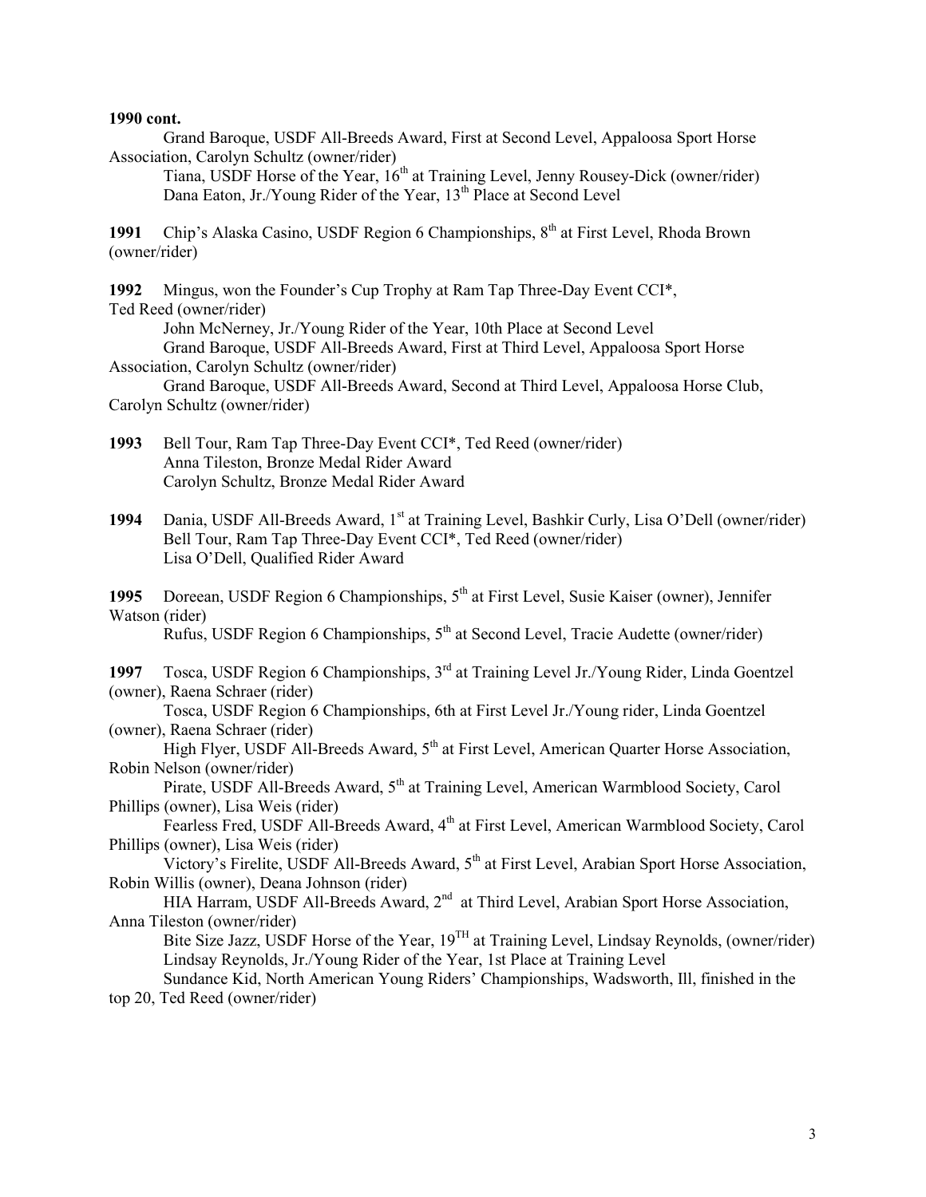**1990 cont.**

Grand Baroque, USDF All-Breeds Award, First at Second Level, Appaloosa Sport Horse Association, Carolyn Schultz (owner/rider)

Tiana, USDF Horse of the Year, 16th at Training Level, Jenny Rousey-Dick (owner/rider)

Dana Eaton, Jr./Young Rider of the Year, 13th Place at Second Level

**1991** Chip's Alaska Casino, USDF Region 6 Championships, 8th at First Level, Rhoda Brown (owner/rider)

**1992** Mingus, won the Founder's Cup Trophy at Ram Tap Three-Day Event CCI*, Ted Reed (owner/rider)

John McNerney, Jr./Young Rider of the Year, 10th Place at Second Level

Grand Baroque, USDF All-Breeds Award, First at Third Level, Appaloosa Sport Horse Association, Carolyn Schultz (owner/rider)

Grand Baroque, USDF All-Breeds Award, Second at Third Level, Appaloosa Horse Club, Carolyn Schultz (owner/rider)

**1993** Bell Tour, Ram Tap Three-Day Event CCI*, Ted Reed (owner/rider)

Anna Tileston, Bronze Medal Rider Award

Carolyn Schultz, Bronze Medal Rider Award

**1994** Dania, USDF All-Breeds Award, 1st at Training Level, Bashkir Curly, Lisa O'Dell (owner/rider)

Bell Tour, Ram Tap Three-Day Event CCI*, Ted Reed (owner/rider)

Lisa O'Dell, Qualified Rider Award

**1995** Doreean, USDF Region 6 Championships, 5th at First Level, Susie Kaiser (owner), Jennifer Watson (rider)

Rufus, USDF Region 6 Championships, 5th at Second Level, Tracie Audette (owner/rider)

**1997** Tosca, USDF Region 6 Championships, 3rd at Training Level Jr./Young Rider, Linda Goentzel (owner), Raena Schraer (rider)

Tosca, USDF Region 6 Championships, 6th at First Level Jr./Young rider, Linda Goentzel (owner), Raena Schraer (rider)

High Flyer, USDF All-Breeds Award, 5th at First Level, American Quarter Horse Association, Robin Nelson (owner/rider)

Pirate, USDF All-Breeds Award, 5th at Training Level, American Warmblood Society, Carol Phillips (owner), Lisa Weis (rider)

Fearless Fred, USDF All-Breeds Award, 4th at First Level, American Warmblood Society, Carol Phillips (owner), Lisa Weis (rider)

Victory's Firelite, USDF All-Breeds Award, 5th at First Level, Arabian Sport Horse Association, Robin Willis (owner), Deana Johnson (rider)

HIA Harram, USDF All-Breeds Award, 2nd at Third Level, Arabian Sport Horse Association, Anna Tileston (owner/rider)

Bite Size Jazz, USDF Horse of the Year, 19TH at Training Level, Lindsay Reynolds, (owner/rider)

Lindsay Reynolds, Jr./Young Rider of the Year, 1st Place at Training Level

Sundance Kid, North American Young Riders' Championships, Wadsworth, Ill, finished in the top 20, Ted Reed (owner/rider)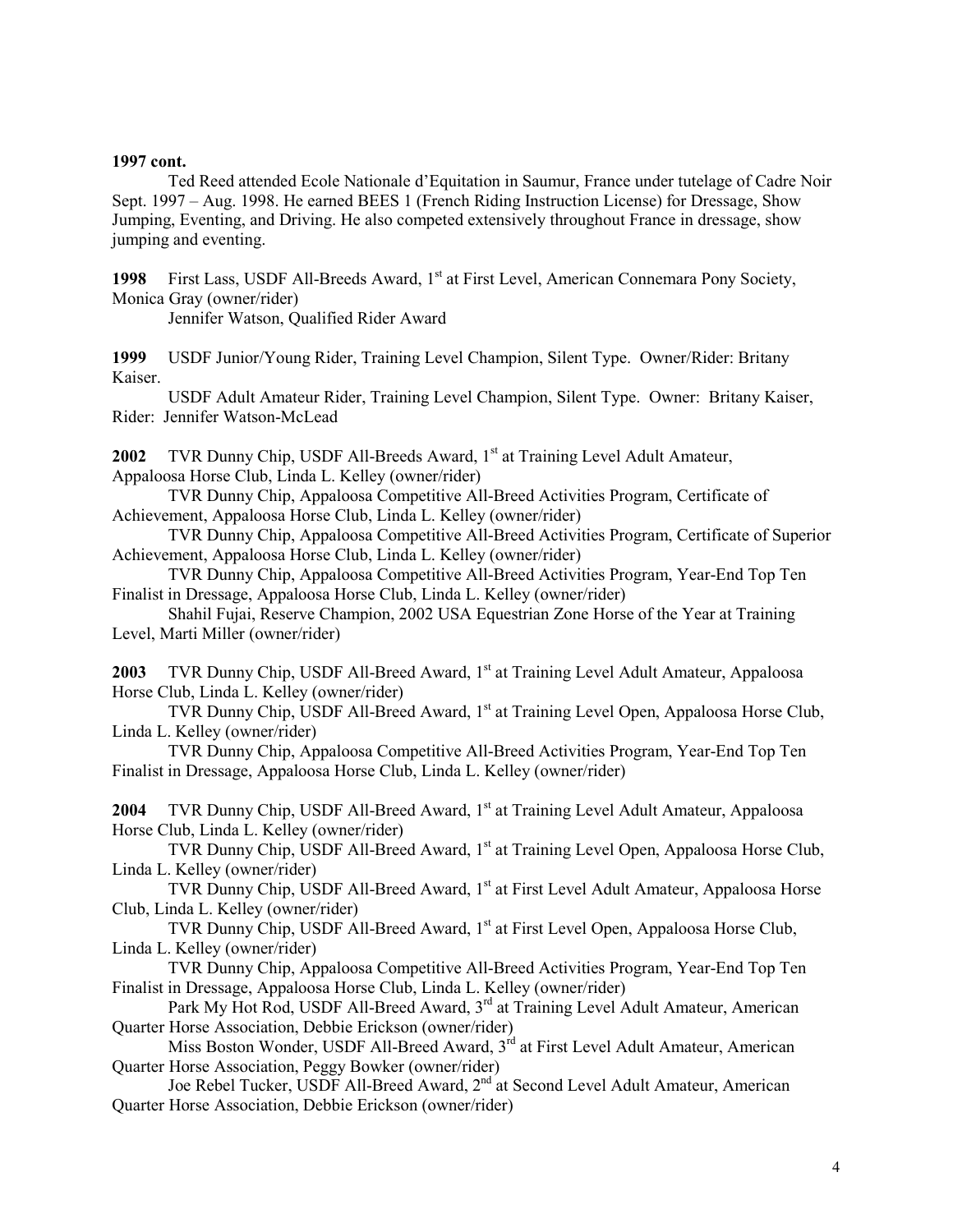**1997 cont.**

Ted Reed attended Ecole Nationale d'Equitation in Saumur, France under tutelage of Cadre Noir Sept. 1997 – Aug. 1998. He earned BEES 1 (French Riding Instruction License) for Dressage, Show Jumping, Eventing, and Driving. He also competed extensively throughout France in dressage, show jumping and eventing.

**1998** First Lass, USDF All-Breeds Award, 1st at First Level, American Connemara Pony Society, Monica Gray (owner/rider)

Jennifer Watson, Qualified Rider Award

**1999** USDF Junior/Young Rider, Training Level Champion, Silent Type. Owner/Rider: Britany Kaiser.

USDF Adult Amateur Rider, Training Level Champion, Silent Type. Owner: Britany Kaiser, Rider: Jennifer Watson-McLead

**2002** TVR Dunny Chip, USDF All-Breeds Award, 1st at Training Level Adult Amateur, Appaloosa Horse Club, Linda L. Kelley (owner/rider)

TVR Dunny Chip, Appaloosa Competitive All-Breed Activities Program, Certificate of Achievement, Appaloosa Horse Club, Linda L. Kelley (owner/rider)

TVR Dunny Chip, Appaloosa Competitive All-Breed Activities Program, Certificate of Superior Achievement, Appaloosa Horse Club, Linda L. Kelley (owner/rider)

TVR Dunny Chip, Appaloosa Competitive All-Breed Activities Program, Year-End Top Ten Finalist in Dressage, Appaloosa Horse Club, Linda L. Kelley (owner/rider)

Shahil Fujai, Reserve Champion, 2002 USA Equestrian Zone Horse of the Year at Training Level, Marti Miller (owner/rider)

**2003** TVR Dunny Chip, USDF All-Breed Award, 1st at Training Level Adult Amateur, Appaloosa Horse Club, Linda L. Kelley (owner/rider)

TVR Dunny Chip, USDF All-Breed Award, 1st at Training Level Open, Appaloosa Horse Club, Linda L. Kelley (owner/rider)

TVR Dunny Chip, Appaloosa Competitive All-Breed Activities Program, Year-End Top Ten Finalist in Dressage, Appaloosa Horse Club, Linda L. Kelley (owner/rider)

**2004** TVR Dunny Chip, USDF All-Breed Award, 1st at Training Level Adult Amateur, Appaloosa Horse Club, Linda L. Kelley (owner/rider)

TVR Dunny Chip, USDF All-Breed Award, 1st at Training Level Open, Appaloosa Horse Club, Linda L. Kelley (owner/rider)

TVR Dunny Chip, USDF All-Breed Award, 1st at First Level Adult Amateur, Appaloosa Horse Club, Linda L. Kelley (owner/rider)

TVR Dunny Chip, USDF All-Breed Award, 1st at First Level Open, Appaloosa Horse Club, Linda L. Kelley (owner/rider)

TVR Dunny Chip, Appaloosa Competitive All-Breed Activities Program, Year-End Top Ten Finalist in Dressage, Appaloosa Horse Club, Linda L. Kelley (owner/rider)

Park My Hot Rod, USDF All-Breed Award, 3rd at Training Level Adult Amateur, American Quarter Horse Association, Debbie Erickson (owner/rider)

Miss Boston Wonder, USDF All-Breed Award, 3rd at First Level Adult Amateur, American Quarter Horse Association, Peggy Bowker (owner/rider)

Joe Rebel Tucker, USDF All-Breed Award, 2nd at Second Level Adult Amateur, American Quarter Horse Association, Debbie Erickson (owner/rider)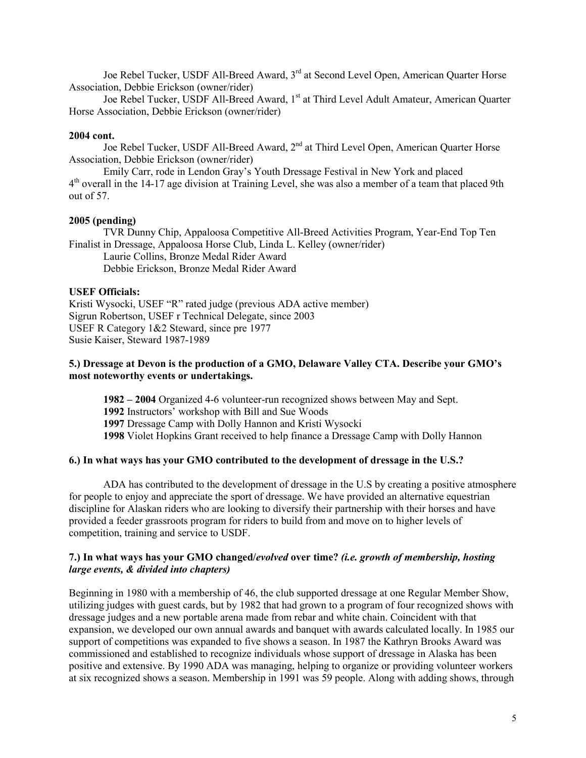Joe Rebel Tucker, USDF All-Breed Award, 3rd at Second Level Open, American Quarter Horse Association, Debbie Erickson (owner/rider)

Joe Rebel Tucker, USDF All-Breed Award, 1st at Third Level Adult Amateur, American Quarter Horse Association, Debbie Erickson (owner/rider)

**2004 cont.**

Joe Rebel Tucker, USDF All-Breed Award, 2nd at Third Level Open, American Quarter Horse Association, Debbie Erickson (owner/rider)

Emily Carr, rode in Lendon Gray's Youth Dressage Festival in New York and placed 4th overall in the 14-17 age division at Training Level, she was also a member of a team that placed 9th out of 57.

**2005 (pending)**

TVR Dunny Chip, Appaloosa Competitive All-Breed Activities Program, Year-End Top Ten Finalist in Dressage, Appaloosa Horse Club, Linda L. Kelley (owner/rider)

Laurie Collins, Bronze Medal Rider Award

Debbie Erickson, Bronze Medal Rider Award

**USEF Officials:**

Kristi Wysocki, USEF "R" rated judge (previous ADA active member)
Sigrun Robertson, USEF r Technical Delegate, since 2003
USEF R Category 1&2 Steward, since pre 1977
Susie Kaiser, Steward 1987-1989

**5.) Dressage at Devon is the production of a GMO, Delaware Valley CTA. Describe your GMO's most noteworthy events or undertakings.**

**1982 – 2004** Organized 4-6 volunteer-run recognized shows between May and Sept.
**1992** Instructors' workshop with Bill and Sue Woods
**1997** Dressage Camp with Dolly Hannon and Kristi Wysocki
**1998** Violet Hopkins Grant received to help finance a Dressage Camp with Dolly Hannon

**6.) In what ways has your GMO contributed to the development of dressage in the U.S.?**

ADA has contributed to the development of dressage in the U.S by creating a positive atmosphere for people to enjoy and appreciate the sport of dressage. We have provided an alternative equestrian discipline for Alaskan riders who are looking to diversify their partnership with their horses and have provided a feeder grassroots program for riders to build from and move on to higher levels of competition, training and service to USDF.

**7.) In what ways has your GMO changed/*evolved* over time? *(i.e. growth of membership, hosting large events, & divided into chapters)***

Beginning in 1980 with a membership of 46, the club supported dressage at one Regular Member Show, utilizing judges with guest cards, but by 1982 that had grown to a program of four recognized shows with dressage judges and a new portable arena made from rebar and white chain. Coincident with that expansion, we developed our own annual awards and banquet with awards calculated locally. In 1985 our support of competitions was expanded to five shows a season. In 1987 the Kathryn Brooks Award was commissioned and established to recognize individuals whose support of dressage in Alaska has been positive and extensive. By 1990 ADA was managing, helping to organize or providing volunteer workers at six recognized shows a season. Membership in 1991 was 59 people. Along with adding shows, through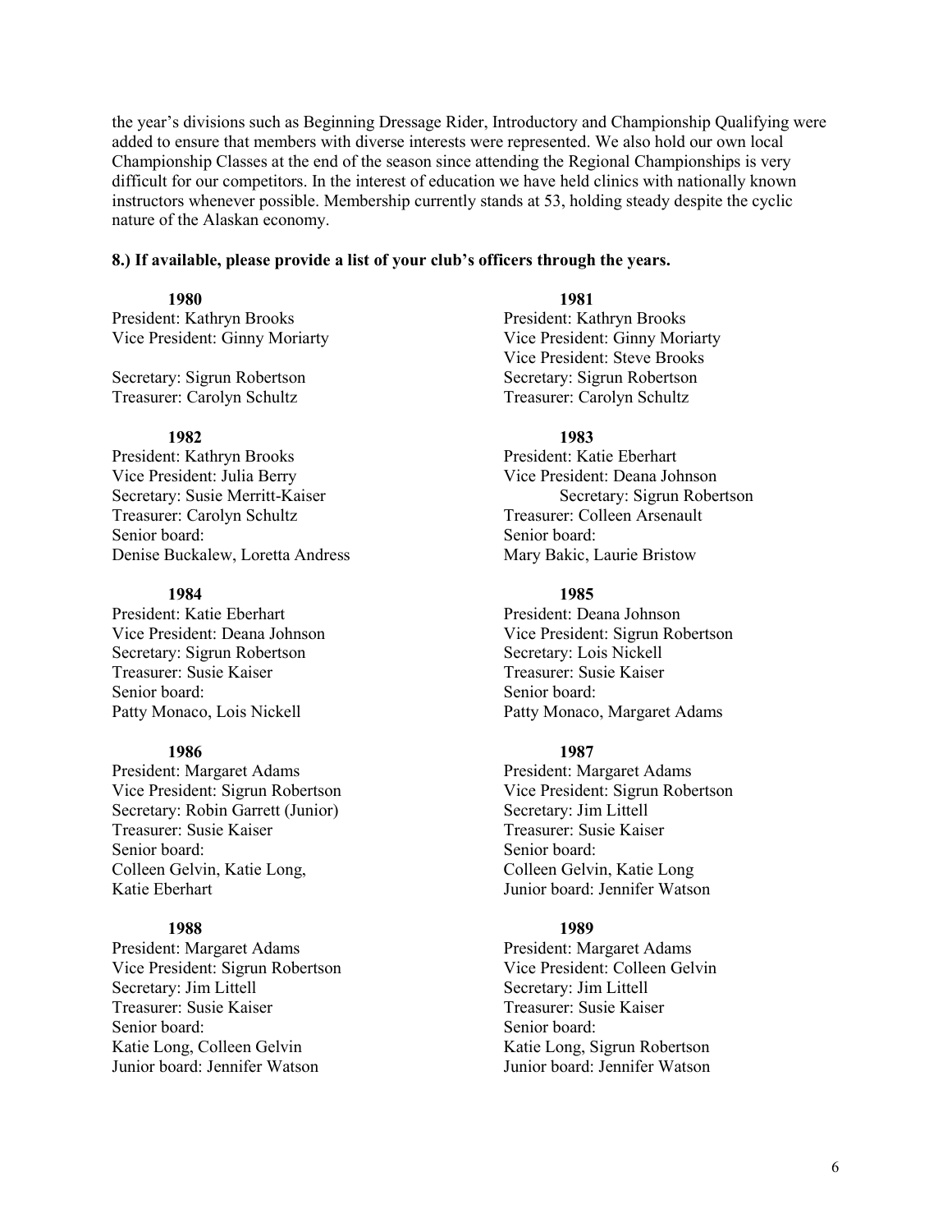the year's divisions such as Beginning Dressage Rider, Introductory and Championship Qualifying were added to ensure that members with diverse interests were represented. We also hold our own local Championship Classes at the end of the season since attending the Regional Championships is very difficult for our competitors. In the interest of education we have held clinics with nationally known instructors whenever possible. Membership currently stands at 53, holding steady despite the cyclic nature of the Alaskan economy.

**8.) If available, please provide a list of your club's officers through the years.**

**1980**

President: Kathryn Brooks
Vice President: Ginny Moriarty

Secretary: Sigrun Robertson
Treasurer: Carolyn Schultz

**1981**

President: Kathryn Brooks
Vice President: Ginny Moriarty
Vice President: Steve Brooks
Secretary: Sigrun Robertson
Treasurer: Carolyn Schultz

**1982**

President: Kathryn Brooks
Vice President: Julia Berry
Secretary: Susie Merritt-Kaiser
Treasurer: Carolyn Schultz
Senior board:
Denise Buckalew, Loretta Andress

**1983**

President: Katie Eberhart
Vice President: Deana Johnson
Secretary: Sigrun Robertson
Treasurer: Colleen Arsenault
Senior board:
Mary Bakic, Laurie Bristow

**1984**

President: Katie Eberhart
Vice President: Deana Johnson
Secretary: Sigrun Robertson
Treasurer: Susie Kaiser
Senior board:
Patty Monaco, Lois Nickell

**1985**

President: Deana Johnson
Vice President: Sigrun Robertson
Secretary: Lois Nickell
Treasurer: Susie Kaiser
Senior board:
Patty Monaco, Margaret Adams

**1986**

President: Margaret Adams
Vice President: Sigrun Robertson
Secretary: Robin Garrett (Junior)
Treasurer: Susie Kaiser
Senior board:
Colleen Gelvin, Katie Long,
Katie Eberhart

**1987**

President: Margaret Adams
Vice President: Sigrun Robertson
Secretary: Jim Littell
Treasurer: Susie Kaiser
Senior board:
Colleen Gelvin, Katie Long
Junior board: Jennifer Watson

**1988**

President: Margaret Adams
Vice President: Sigrun Robertson
Secretary: Jim Littell
Treasurer: Susie Kaiser
Senior board:
Katie Long, Colleen Gelvin
Junior board: Jennifer Watson

**1989**

President: Margaret Adams
Vice President: Colleen Gelvin
Secretary: Jim Littell
Treasurer: Susie Kaiser
Senior board:
Katie Long, Sigrun Robertson
Junior board: Jennifer Watson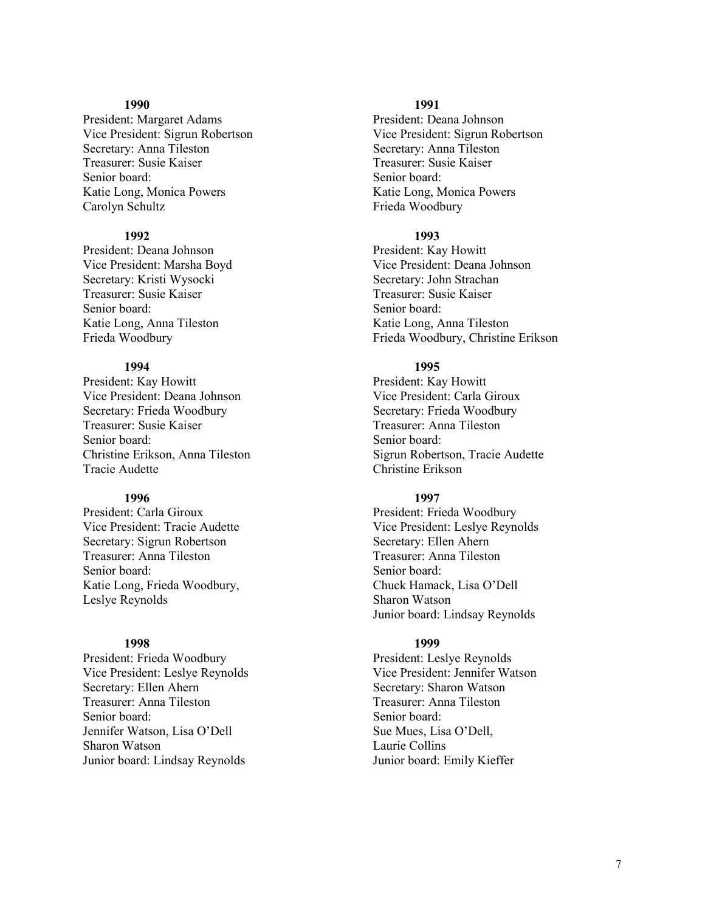**1990**

President: Margaret Adams
Vice President: Sigrun Robertson
Secretary: Anna Tileston
Treasurer: Susie Kaiser
Senior board:
Katie Long, Monica Powers
Carolyn Schultz

**1991**

President: Deana Johnson
Vice President: Sigrun Robertson
Secretary: Anna Tileston
Treasurer: Susie Kaiser
Senior board:
Katie Long, Monica Powers
Frieda Woodbury

**1992**

President: Deana Johnson
Vice President: Marsha Boyd
Secretary: Kristi Wysocki
Treasurer: Susie Kaiser
Senior board:
Katie Long, Anna Tileston
Frieda Woodbury

**1993**

President: Kay Howitt
Vice President: Deana Johnson
Secretary: John Strachan
Treasurer: Susie Kaiser
Senior board:
Katie Long, Anna Tileston
Frieda Woodbury, Christine Erikson

**1994**

President: Kay Howitt
Vice President: Deana Johnson
Secretary: Frieda Woodbury
Treasurer: Susie Kaiser
Senior board:
Christine Erikson, Anna Tileston
Tracie Audette

**1995**

President: Kay Howitt
Vice President: Carla Giroux
Secretary: Frieda Woodbury
Treasurer: Anna Tileston
Senior board:
Sigrun Robertson, Tracie Audette
Christine Erikson

**1996**

President: Carla Giroux
Vice President: Tracie Audette
Secretary: Sigrun Robertson
Treasurer: Anna Tileston
Senior board:
Katie Long, Frieda Woodbury,
Leslye Reynolds

**1997**

President: Frieda Woodbury
Vice President: Leslye Reynolds
Secretary: Ellen Ahern
Treasurer: Anna Tileston
Senior board:
Chuck Hamack, Lisa O'Dell
Sharon Watson
Junior board: Lindsay Reynolds

**1998**

President: Frieda Woodbury
Vice President: Leslye Reynolds
Secretary: Ellen Ahern
Treasurer: Anna Tileston
Senior board:
Jennifer Watson, Lisa O'Dell
Sharon Watson
Junior board: Lindsay Reynolds

**1999**

President: Leslye Reynolds
Vice President: Jennifer Watson
Secretary: Sharon Watson
Treasurer: Anna Tileston
Senior board:
Sue Mues, Lisa O'Dell,
Laurie Collins
Junior board: Emily Kieffer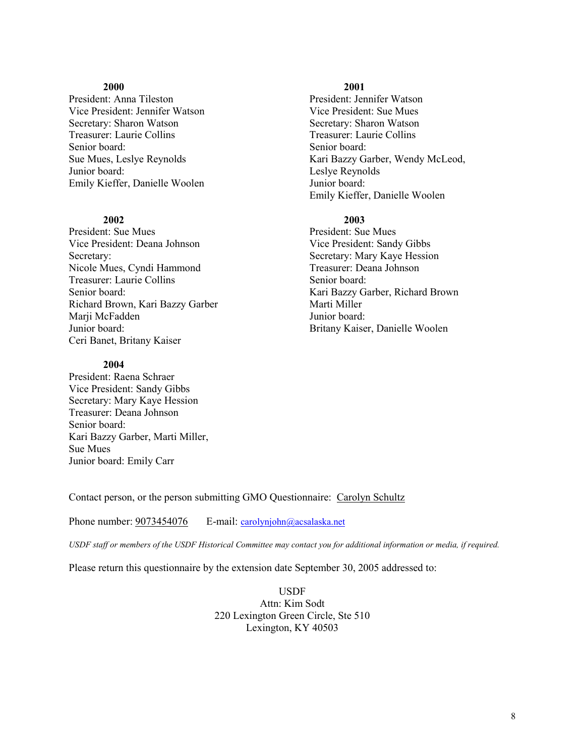**2000**

President: Anna Tileston
Vice President: Jennifer Watson
Secretary: Sharon Watson
Treasurer: Laurie Collins
Senior board:
Sue Mues, Leslye Reynolds
Junior board:
Emily Kieffer, Danielle Woolen

**2001**

President: Jennifer Watson
Vice President: Sue Mues
Secretary: Sharon Watson
Treasurer: Laurie Collins
Senior board:
Kari Bazzy Garber, Wendy McLeod,
Leslye Reynolds
Junior board:
Emily Kieffer, Danielle Woolen

**2002**

President: Sue Mues
Vice President: Deana Johnson
Secretary:
Nicole Mues, Cyndi Hammond
Treasurer: Laurie Collins
Senior board:
Richard Brown, Kari Bazzy Garber
Marji McFadden
Junior board:
Ceri Banet, Britany Kaiser

**2003**

President: Sue Mues
Vice President: Sandy Gibbs
Secretary: Mary Kaye Hession
Treasurer: Deana Johnson
Senior board:
Kari Bazzy Garber, Richard Brown
Marti Miller
Junior board:
Britany Kaiser, Danielle Woolen

**2004**

President: Raena Schraer
Vice President: Sandy Gibbs
Secretary: Mary Kaye Hession
Treasurer: Deana Johnson
Senior board:
Kari Bazzy Garber, Marti Miller,
Sue Mues
Junior board: Emily Carr

Contact person, or the person submitting GMO Questionnaire: Carolyn Schultz

Phone number: 9073454076 E-mail: carolynjohn@acsalaska.net

*USDF staff or members of the USDF Historical Committee may contact you for additional information or media, if required.*

Please return this questionnaire by the extension date September 30, 2005 addressed to:

USDF
Attn: Kim Sodt
220 Lexington Green Circle, Ste 510
Lexington, KY 40503